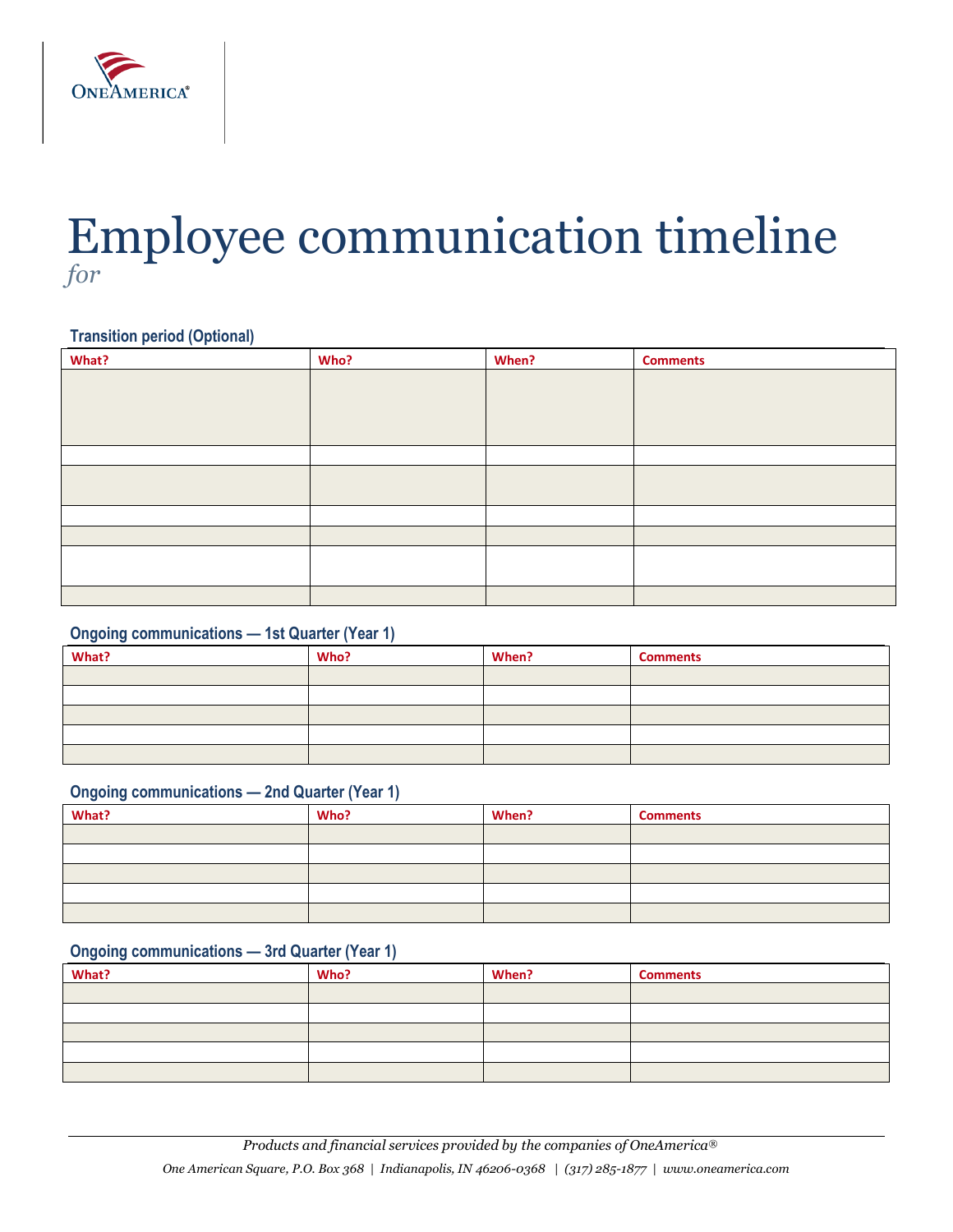# Employee communication timeline

*for*

### Transition period (Optional)

| What? | Who? | When? | Comments |
|---|---|---|---|
| | | | |
| | | | |
| | | | |
| | | | |
| | | | |
| | | | |
| | | | |

### Ongoing communications — 1st Quarter (Year 1)

| What? | Who? | When? | Comments |
|---|---|---|---|
| | | | |
| | | | |
| | | | |
| | | | |
| | | | |

### Ongoing communications — 2nd Quarter (Year 1)

| What? | Who? | When? | Comments |
|---|---|---|---|
| | | | |
| | | | |
| | | | |
| | | | |
| | | | |

### Ongoing communications — 3rd Quarter (Year 1)

| What? | Who? | When? | Comments |
|---|---|---|---|
| | | | |
| | | | |
| | | | |
| | | | |
| | | | |

*Products and financial services provided by the companies of OneAmerica®*

*One American Square, P.O. Box 368 | Indianapolis, IN 46206-0368 | (317) 285-1877 | www.oneamerica.com*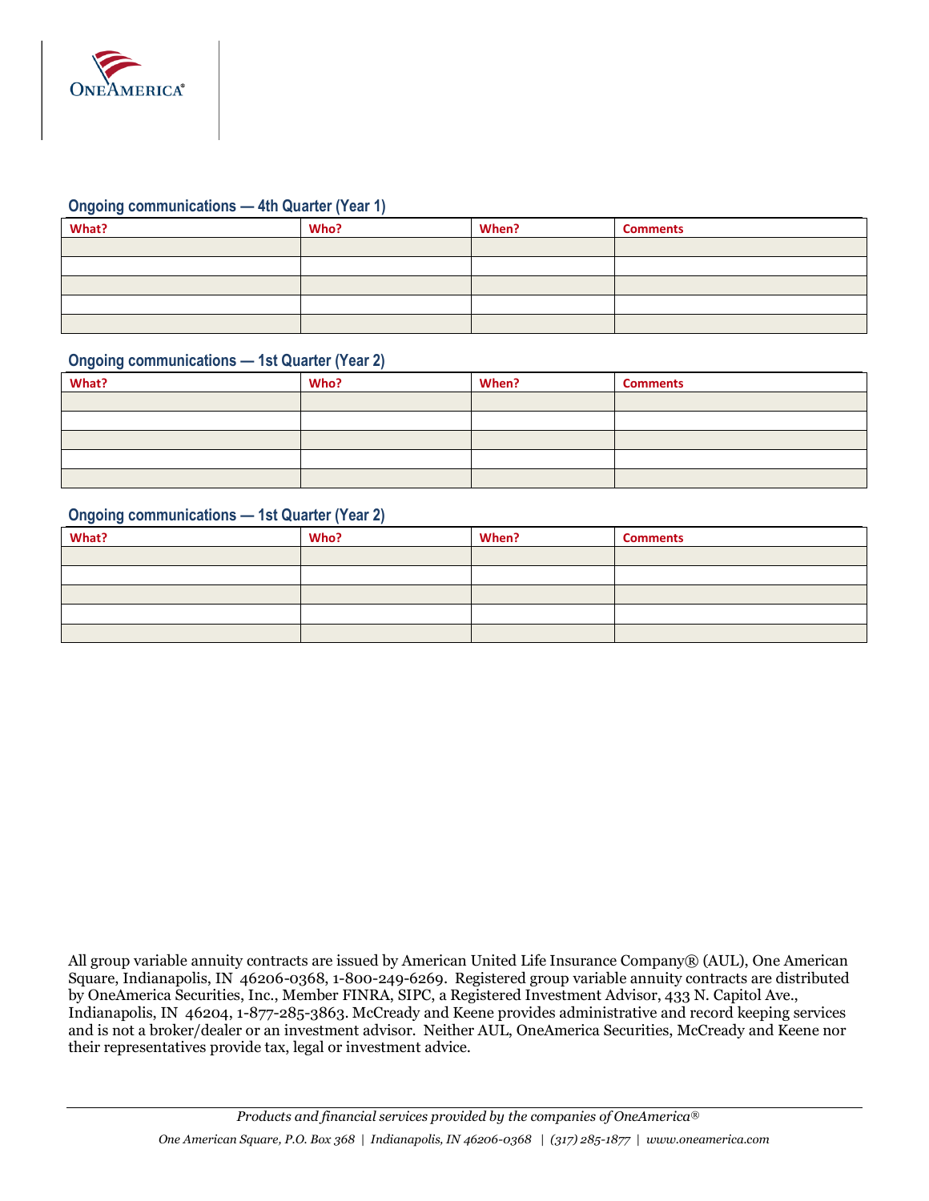### Ongoing communications — 4th Quarter (Year 1)

| What? | Who? | When? | Comments |
|---|---|---|---|
| | | | |
| | | | |
| | | | |
| | | | |
| | | | |

### Ongoing communications — 1st Quarter (Year 2)

| What? | Who? | When? | Comments |
|---|---|---|---|
| | | | |
| | | | |
| | | | |
| | | | |
| | | | |

### Ongoing communications — 1st Quarter (Year 2)

| What? | Who? | When? | Comments |
|---|---|---|---|
| | | | |
| | | | |
| | | | |
| | | | |
| | | | |

All group variable annuity contracts are issued by American United Life Insurance Company® (AUL), One American Square, Indianapolis, IN 46206-0368, 1-800-249-6269. Registered group variable annuity contracts are distributed by OneAmerica Securities, Inc., Member FINRA, SIPC, a Registered Investment Advisor, 433 N. Capitol Ave., Indianapolis, IN 46204, 1-877-285-3863. McCready and Keene provides administrative and record keeping services and is not a broker/dealer or an investment advisor. Neither AUL, OneAmerica Securities, McCready and Keene nor their representatives provide tax, legal or investment advice.